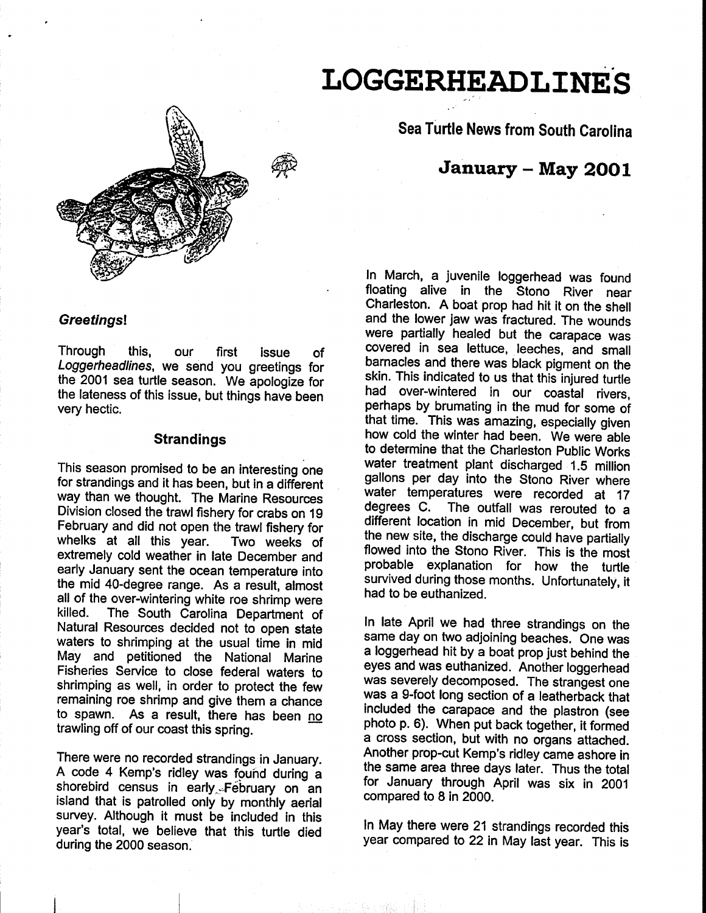# LOGGERHEADLINES

## Sea Turtle News from South Carolina

## January – May 2001

***Greetings!***

Through this, our first issue of *Loggerheadlines*, we send you greetings for the 2001 sea turtle season. We apologize for the lateness of this issue, but things have been very hectic.

### Strandings

This season promised to be an interesting one for strandings and it has been, but in a different way than we thought. The Marine Resources Division closed the trawl fishery for crabs on 19 February and did not open the trawl fishery for whelks at all this year. Two weeks of extremely cold weather in late December and early January sent the ocean temperature into the mid 40-degree range. As a result, almost all of the over-wintering white roe shrimp were killed. The South Carolina Department of Natural Resources decided not to open state waters to shrimping at the usual time in mid May and petitioned the National Marine Fisheries Service to close federal waters to shrimping as well, in order to protect the few remaining roe shrimp and give them a chance to spawn. As a result, there has been no trawling off of our coast this spring.

There were no recorded strandings in January. A code 4 Kemp's ridley was found during a shorebird census in early February on an island that is patrolled only by monthly aerial survey. Although it must be included in this year's total, we believe that this turtle died during the 2000 season.

In March, a juvenile loggerhead was found floating alive in the Stono River near Charleston. A boat prop had hit it on the shell and the lower jaw was fractured. The wounds were partially healed but the carapace was covered in sea lettuce, leeches, and small barnacles and there was black pigment on the skin. This indicated to us that this injured turtle had over-wintered in our coastal rivers, perhaps by brumating in the mud for some of that time. This was amazing, especially given how cold the winter had been. We were able to determine that the Charleston Public Works water treatment plant discharged 1.5 million gallons per day into the Stono River where water temperatures were recorded at 17 degrees C. The outfall was rerouted to a different location in mid December, but from the new site, the discharge could have partially flowed into the Stono River. This is the most probable explanation for how the turtle survived during those months. Unfortunately, it had to be euthanized.

In late April we had three strandings on the same day on two adjoining beaches. One was a loggerhead hit by a boat prop just behind the eyes and was euthanized. Another loggerhead was severely decomposed. The strangest one was a 9-foot long section of a leatherback that included the carapace and the plastron (see photo p. 6). When put back together, it formed a cross section, but with no organs attached. Another prop-cut Kemp's ridley came ashore in the same area three days later. Thus the total for January through April was six in 2001 compared to 8 in 2000.

In May there were 21 strandings recorded this year compared to 22 in May last year. This is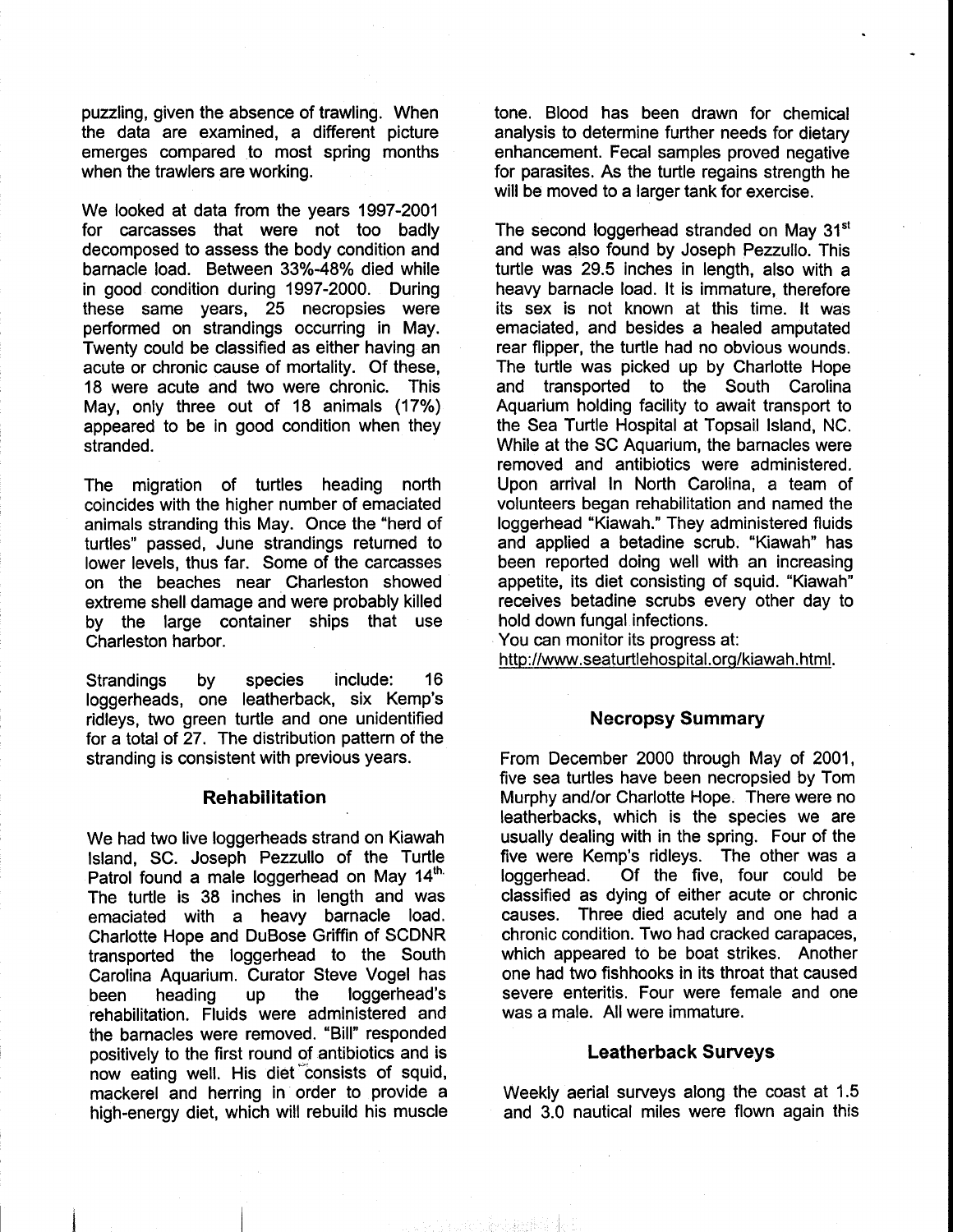puzzling, given the absence of trawling. When the data are examined, a different picture emerges compared to most spring months when the trawlers are working.

We looked at data from the years 1997-2001 for carcasses that were not too badly decomposed to assess the body condition and barnacle load. Between 33%-48% died while in good condition during 1997-2000. During these same years, 25 necropsies were performed on strandings occurring in May. Twenty could be classified as either having an acute or chronic cause of mortality. Of these, 18 were acute and two were chronic. This May, only three out of 18 animals (17%) appeared to be in good condition when they stranded.

The migration of turtles heading north coincides with the higher number of emaciated animals stranding this May. Once the "herd of turtles" passed, June strandings returned to lower levels, thus far. Some of the carcasses on the beaches near Charleston showed extreme shell damage and were probably killed by the large container ships that use Charleston harbor.

Strandings by species include: 16 loggerheads, one leatherback, six Kemp's ridleys, two green turtle and one unidentified for a total of 27. The distribution pattern of the stranding is consistent with previous years.

## Rehabilitation

We had two live loggerheads strand on Kiawah Island, SC. Joseph Pezzullo of the Turtle Patrol found a male loggerhead on May 14th. The turtle is 38 inches in length and was emaciated with a heavy barnacle load. Charlotte Hope and DuBose Griffin of SCDNR transported the loggerhead to the South Carolina Aquarium. Curator Steve Vogel has been heading up the loggerhead's rehabilitation. Fluids were administered and the barnacles were removed. "Bill" responded positively to the first round of antibiotics and is now eating well. His diet consists of squid, mackerel and herring in order to provide a high-energy diet, which will rebuild his muscle tone. Blood has been drawn for chemical analysis to determine further needs for dietary enhancement. Fecal samples proved negative for parasites. As the turtle regains strength he will be moved to a larger tank for exercise.

The second loggerhead stranded on May 31st and was also found by Joseph Pezzullo. This turtle was 29.5 inches in length, also with a heavy barnacle load. It is immature, therefore its sex is not known at this time. It was emaciated, and besides a healed amputated rear flipper, the turtle had no obvious wounds. The turtle was picked up by Charlotte Hope and transported to the South Carolina Aquarium holding facility to await transport to the Sea Turtle Hospital at Topsail Island, NC. While at the SC Aquarium, the barnacles were removed and antibiotics were administered. Upon arrival In North Carolina, a team of volunteers began rehabilitation and named the loggerhead "Kiawah." They administered fluids and applied a betadine scrub. "Kiawah" has been reported doing well with an increasing appetite, its diet consisting of squid. "Kiawah" receives betadine scrubs every other day to hold down fungal infections.
You can monitor its progress at:
http://www.seaturtlehospital.org/kiawah.html.

## Necropsy Summary

From December 2000 through May of 2001, five sea turtles have been necropsied by Tom Murphy and/or Charlotte Hope. There were no leatherbacks, which is the species we are usually dealing with in the spring. Four of the five were Kemp's ridleys. The other was a loggerhead. Of the five, four could be classified as dying of either acute or chronic causes. Three died acutely and one had a chronic condition. Two had cracked carapaces, which appeared to be boat strikes. Another one had two fishhooks in its throat that caused severe enteritis. Four were female and one was a male. All were immature.

## Leatherback Surveys

Weekly aerial surveys along the coast at 1.5 and 3.0 nautical miles were flown again this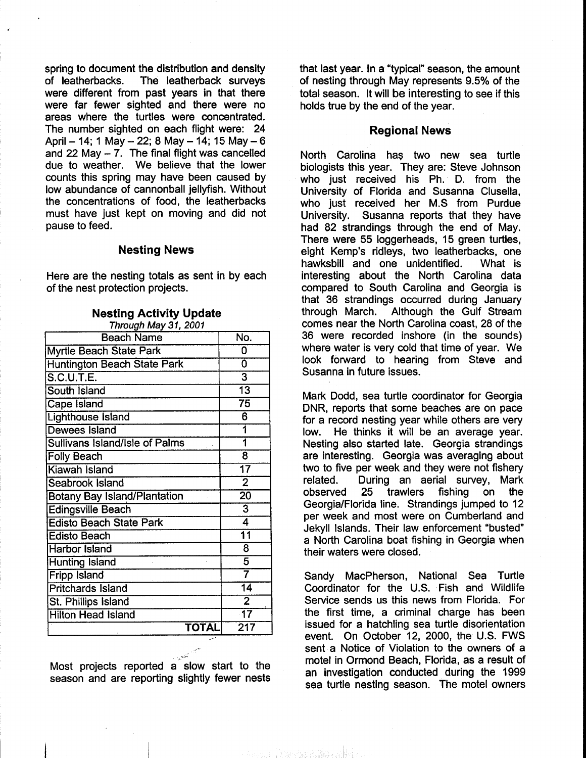spring to document the distribution and density of leatherbacks. The leatherback surveys were different from past years in that there were far fewer sighted and there were no areas where the turtles were concentrated. The number sighted on each flight were: 24 April – 14; 1 May – 22; 8 May – 14; 15 May – 6 and 22 May – 7. The final flight was cancelled due to weather. We believe that the lower counts this spring may have been caused by low abundance of cannonball jellyfish. Without the concentrations of food, the leatherbacks must have just kept on moving and did not pause to feed.

## Nesting News

Here are the nesting totals as sent in by each of the nest protection projects.

### Nesting Activity Update

*Through May 31, 2001*

| Beach Name | No. |
|---|---|
| Myrtle Beach State Park | 0 |
| Huntington Beach State Park | 0 |
| S.C.U.T.E. | 3 |
| South Island | 13 |
| Cape Island | 75 |
| Lighthouse Island | 6 |
| Dewees Island | 1 |
| Sullivans Island/Isle of Palms | 1 |
| Folly Beach | 8 |
| Kiawah Island | 17 |
| Seabrook Island | 2 |
| Botany Bay Island/Plantation | 20 |
| Edingsville Beach | 3 |
| Edisto Beach State Park | 4 |
| Edisto Beach | 11 |
| Harbor Island | 8 |
| Hunting Island | 5 |
| Fripp Island | 7 |
| Pritchards Island | 14 |
| St. Phillips Island | 2 |
| Hilton Head Island | 17 |
| **TOTAL** | 217 |

Most projects reported a slow start to the season and are reporting slightly fewer nests that last year. In a "typical" season, the amount of nesting through May represents 9.5% of the total season. It will be interesting to see if this holds true by the end of the year.

## Regional News

North Carolina has two new sea turtle biologists this year. They are: Steve Johnson who just received his Ph. D. from the University of Florida and Susanna Clusella, who just received her M.S from Purdue University. Susanna reports that they have had 82 strandings through the end of May. There were 55 loggerheads, 15 green turtles, eight Kemp's ridleys, two leatherbacks, one hawksbill and one unidentified. What is interesting about the North Carolina data compared to South Carolina and Georgia is that 36 strandings occurred during January through March. Although the Gulf Stream comes near the North Carolina coast, 28 of the 36 were recorded inshore (in the sounds) where water is very cold that time of year. We look forward to hearing from Steve and Susanna in future issues.

Mark Dodd, sea turtle coordinator for Georgia DNR, reports that some beaches are on pace for a record nesting year while others are very low. He thinks it will be an average year. Nesting also started late. Georgia strandings are interesting. Georgia was averaging about two to five per week and they were not fishery related. During an aerial survey, Mark observed 25 trawlers fishing on the Georgia/Florida line. Strandings jumped to 12 per week and most were on Cumberland and Jekyll Islands. Their law enforcement "busted" a North Carolina boat fishing in Georgia when their waters were closed.

Sandy MacPherson, National Sea Turtle Coordinator for the U.S. Fish and Wildlife Service sends us this news from Florida. For the first time, a criminal charge has been issued for a hatchling sea turtle disorientation event. On October 12, 2000, the U.S. FWS sent a Notice of Violation to the owners of a motel in Ormond Beach, Florida, as a result of an investigation conducted during the 1999 sea turtle nesting season. The motel owners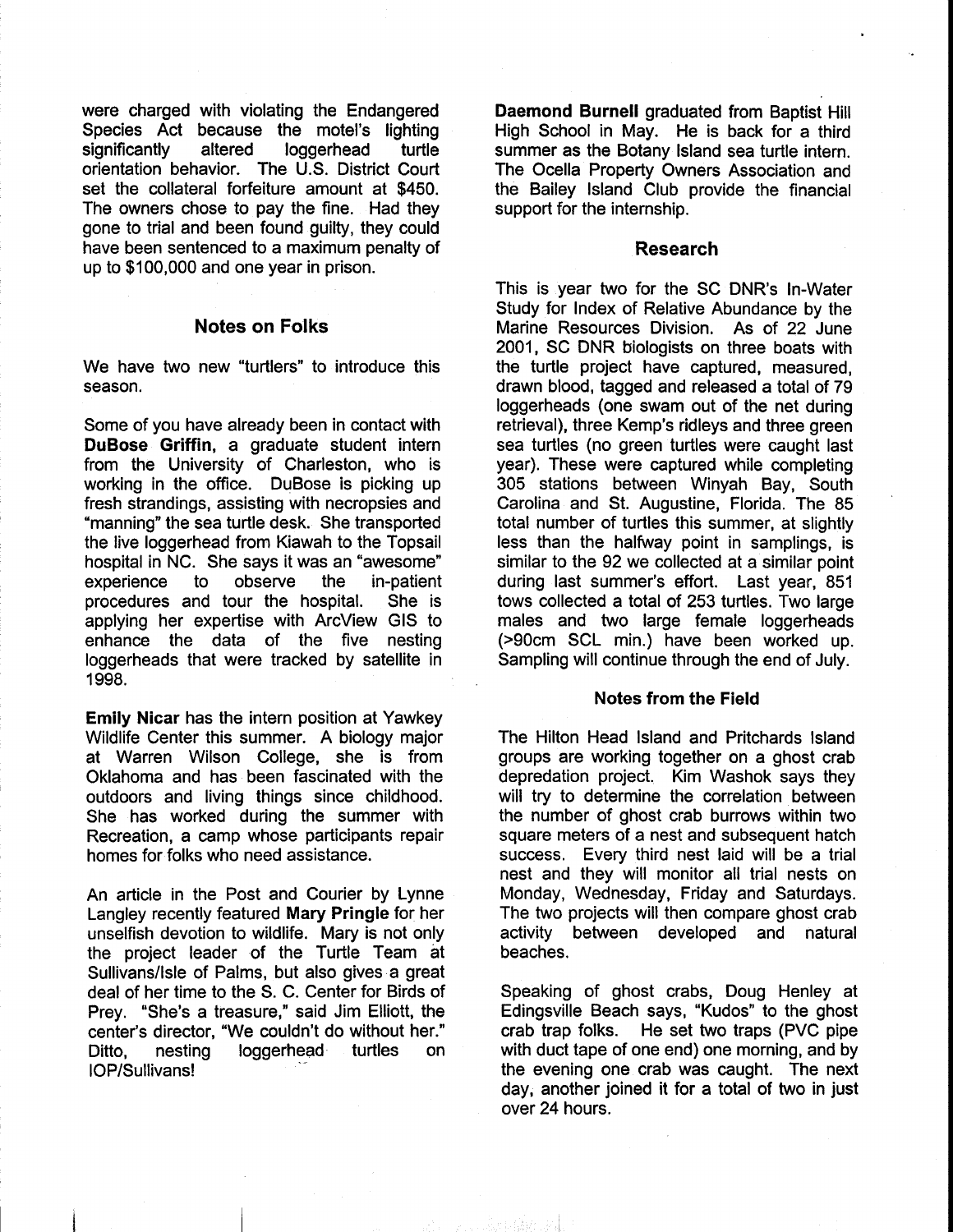were charged with violating the Endangered Species Act because the motel's lighting significantly altered loggerhead turtle orientation behavior. The U.S. District Court set the collateral forfeiture amount at $450. The owners chose to pay the fine. Had they gone to trial and been found guilty, they could have been sentenced to a maximum penalty of up to $100,000 and one year in prison.

## Notes on Folks

We have two new "turtlers" to introduce this season.

Some of you have already been in contact with **DuBose Griffin**, a graduate student intern from the University of Charleston, who is working in the office. DuBose is picking up fresh strandings, assisting with necropsies and "manning" the sea turtle desk. She transported the live loggerhead from Kiawah to the Topsail hospital in NC. She says it was an "awesome" experience to observe the in-patient procedures and tour the hospital. She is applying her expertise with ArcView GIS to enhance the data of the five nesting loggerheads that were tracked by satellite in 1998.

**Emily Nicar** has the intern position at Yawkey Wildlife Center this summer. A biology major at Warren Wilson College, she is from Oklahoma and has been fascinated with the outdoors and living things since childhood. She has worked during the summer with Recreation, a camp whose participants repair homes for folks who need assistance.

An article in the Post and Courier by Lynne Langley recently featured **Mary Pringle** for her unselfish devotion to wildlife. Mary is not only the project leader of the Turtle Team at Sullivans/Isle of Palms, but also gives a great deal of her time to the S. C. Center for Birds of Prey. "She's a treasure," said Jim Elliott, the center's director, "We couldn't do without her." Ditto, nesting loggerhead turtles on IOP/Sullivans!

**Daemond Burnell** graduated from Baptist Hill High School in May. He is back for a third summer as the Botany Island sea turtle intern. The Ocella Property Owners Association and the Bailey Island Club provide the financial support for the internship.

## Research

This is year two for the SC DNR's In-Water Study for Index of Relative Abundance by the Marine Resources Division. As of 22 June 2001, SC DNR biologists on three boats with the turtle project have captured, measured, drawn blood, tagged and released a total of 79 loggerheads (one swam out of the net during retrieval), three Kemp's ridleys and three green sea turtles (no green turtles were caught last year). These were captured while completing 305 stations between Winyah Bay, South Carolina and St. Augustine, Florida. The 85 total number of turtles this summer, at slightly less than the halfway point in samplings, is similar to the 92 we collected at a similar point during last summer's effort. Last year, 851 tows collected a total of 253 turtles. Two large males and two large female loggerheads (>90cm SCL min.) have been worked up. Sampling will continue through the end of July.

### Notes from the Field

The Hilton Head Island and Pritchards Island groups are working together on a ghost crab depredation project. Kim Washok says they will try to determine the correlation between the number of ghost crab burrows within two square meters of a nest and subsequent hatch success. Every third nest laid will be a trial nest and they will monitor all trial nests on Monday, Wednesday, Friday and Saturdays. The two projects will then compare ghost crab activity between developed and natural beaches.

Speaking of ghost crabs, Doug Henley at Edingsville Beach says, "Kudos" to the ghost crab trap folks. He set two traps (PVC pipe with duct tape of one end) one morning, and by the evening one crab was caught. The next day, another joined it for a total of two in just over 24 hours.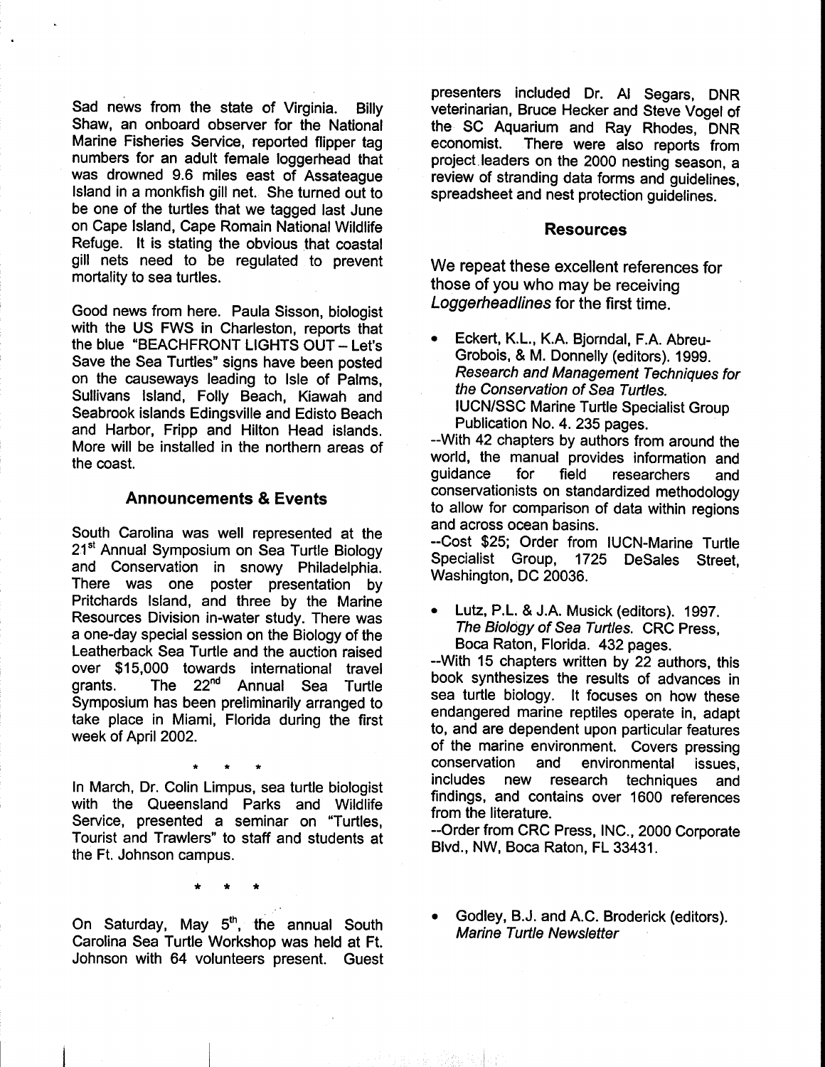Sad news from the state of Virginia. Billy Shaw, an onboard observer for the National Marine Fisheries Service, reported flipper tag numbers for an adult female loggerhead that was drowned 9.6 miles east of Assateague Island in a monkfish gill net. She turned out to be one of the turtles that we tagged last June on Cape Island, Cape Romain National Wildlife Refuge. It is stating the obvious that coastal gill nets need to be regulated to prevent mortality to sea turtles.

Good news from here. Paula Sisson, biologist with the US FWS in Charleston, reports that the blue "BEACHFRONT LIGHTS OUT – Let's Save the Sea Turtles" signs have been posted on the causeways leading to Isle of Palms, Sullivans Island, Folly Beach, Kiawah and Seabrook islands Edingsville and Edisto Beach and Harbor, Fripp and Hilton Head islands. More will be installed in the northern areas of the coast.

## Announcements & Events

South Carolina was well represented at the 21st Annual Symposium on Sea Turtle Biology and Conservation in snowy Philadelphia. There was one poster presentation by Pritchards Island, and three by the Marine Resources Division in-water study. There was a one-day special session on the Biology of the Leatherback Sea Turtle and the auction raised over $15,000 towards international travel grants. The 22nd Annual Sea Turtle Symposium has been preliminarily arranged to take place in Miami, Florida during the first week of April 2002.

\* \* \*

In March, Dr. Colin Limpus, sea turtle biologist with the Queensland Parks and Wildlife Service, presented a seminar on "Turtles, Tourist and Trawlers" to staff and students at the Ft. Johnson campus.

\* \* \*

On Saturday, May 5th, the annual South Carolina Sea Turtle Workshop was held at Ft. Johnson with 64 volunteers present. Guest presenters included Dr. Al Segars, DNR veterinarian, Bruce Hecker and Steve Vogel of the SC Aquarium and Ray Rhodes, DNR economist. There were also reports from project leaders on the 2000 nesting season, a review of stranding data forms and guidelines, spreadsheet and nest protection guidelines.

## Resources

We repeat these excellent references for those of you who may be receiving *Loggerheadlines* for the first time.

- Eckert, K.L., K.A. Bjorndal, F.A. Abreu-Grobois, & M. Donnelly (editors). 1999. *Research and Management Techniques for the Conservation of Sea Turtles.* IUCN/SSC Marine Turtle Specialist Group Publication No. 4. 235 pages.

--With 42 chapters by authors from around the world, the manual provides information and guidance for field researchers and conservationists on standardized methodology to allow for comparison of data within regions and across ocean basins.

--Cost $25; Order from IUCN-Marine Turtle Specialist Group, 1725 DeSales Street, Washington, DC 20036.

- Lutz, P.L. & J.A. Musick (editors). 1997. *The Biology of Sea Turtles.* CRC Press, Boca Raton, Florida. 432 pages.

--With 15 chapters written by 22 authors, this book synthesizes the results of advances in sea turtle biology. It focuses on how these endangered marine reptiles operate in, adapt to, and are dependent upon particular features of the marine environment. Covers pressing conservation and environmental issues, includes new research techniques and findings, and contains over 1600 references from the literature.

--Order from CRC Press, INC., 2000 Corporate Blvd., NW, Boca Raton, FL 33431.

- Godley, B.J. and A.C. Broderick (editors). *Marine Turtle Newsletter*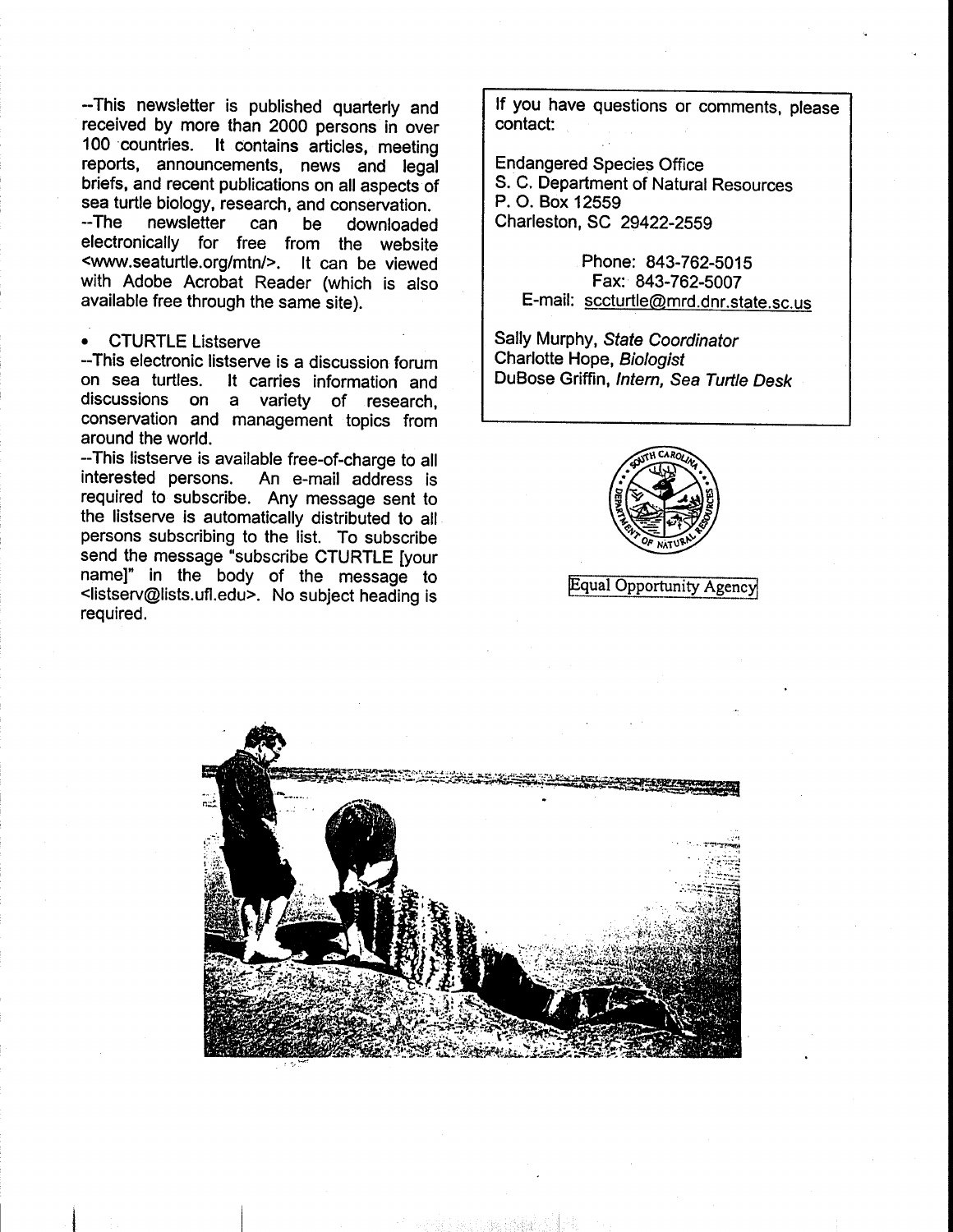--This newsletter is published quarterly and received by more than 2000 persons in over 100 countries. It contains articles, meeting reports, announcements, news and legal briefs, and recent publications on all aspects of sea turtle biology, research, and conservation.
--The newsletter can be downloaded electronically for free from the website <www.seaturtle.org/mtn/>. It can be viewed with Adobe Acrobat Reader (which is also available free through the same site).

- CTURTLE Listserve

--This electronic listserve is a discussion forum on sea turtles. It carries information and discussions on a variety of research, conservation and management topics from around the world.
--This listserve is available free-of-charge to all interested persons. An e-mail address is required to subscribe. Any message sent to the listserve is automatically distributed to all persons subscribing to the list. To subscribe send the message "subscribe CTURTLE [your name]" in the body of the message to <listserv@lists.ufl.edu>. No subject heading is required.

If you have questions or comments, please contact:

Endangered Species Office
S. C. Department of Natural Resources
P. O. Box 12559
Charleston, SC 29422-2559

Phone: 843-762-5015
Fax: 843-762-5007
E-mail: sccturtle@mrd.dnr.state.sc.us

Sally Murphy, *State Coordinator*
Charlotte Hope, *Biologist*
DuBose Griffin, *Intern, Sea Turtle Desk*

Equal Opportunity Agency